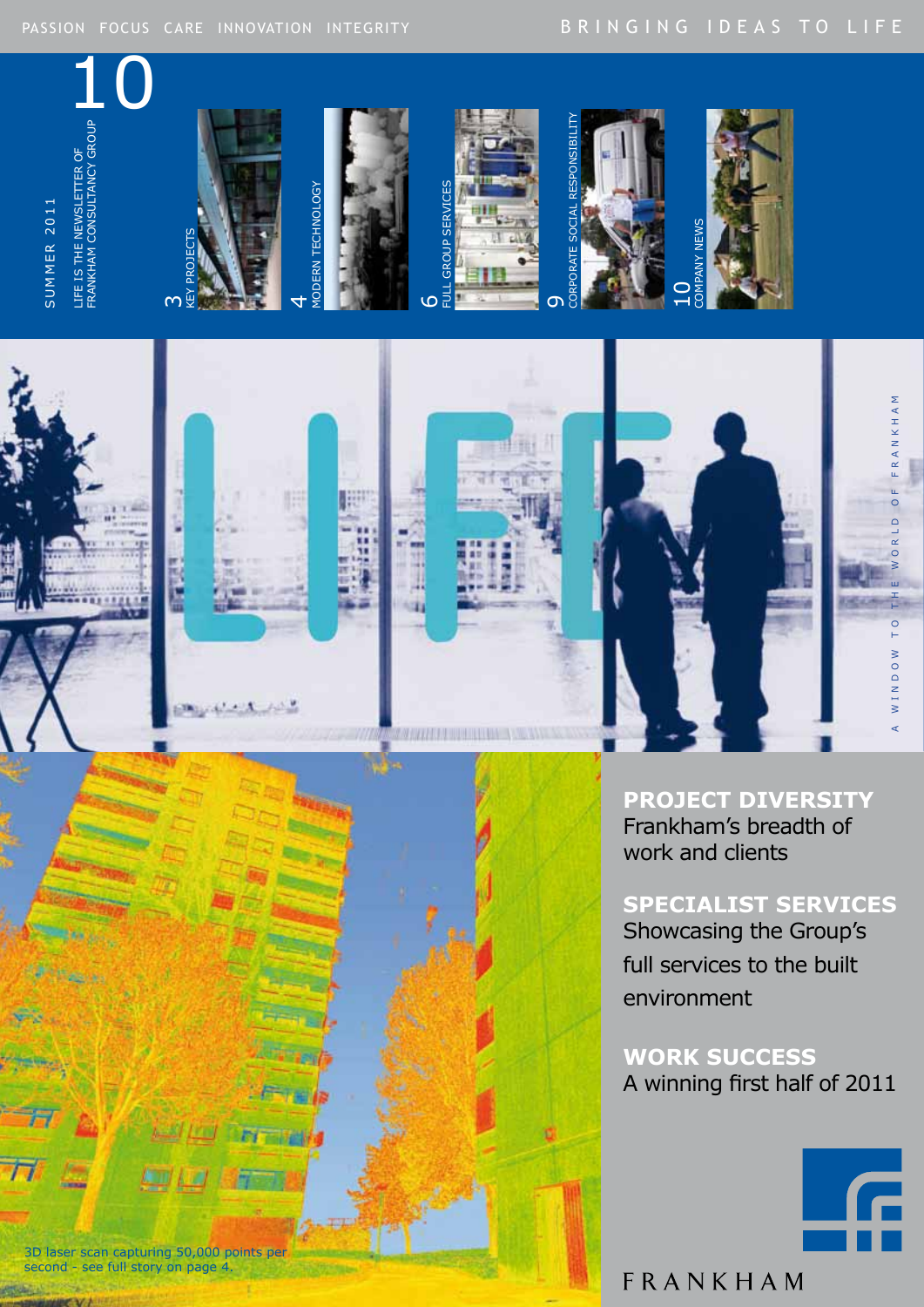PASSION FOCUS CARE INNOVATION INTEGRITY

BRINGING IDEAS TO LIFE

10

SUMMER 2011

LIFE IS THE NEWSLETTER OF FRANKHAM CONSULTANCY GROUP

3 KEY PROJECTS

4 MODERN TECHNOLOGY

6 FULL GROUP SERVICES

9 CORPORATE SOCIAL RESPONSIBILITY

10 COMPANY NEWS

# LIFE

A WINDOW TO THE WORLD OF FRANKHAM

**PROJECT DIVERSITY**
Frankham's breadth of work and clients

**SPECIALIST SERVICES**
Showcasing the Group's full services to the built environment

**WORK SUCCESS**
A winning first half of 2011

3D laser scan capturing 50,000 points per second - see full story on page 4.

FRANKHAM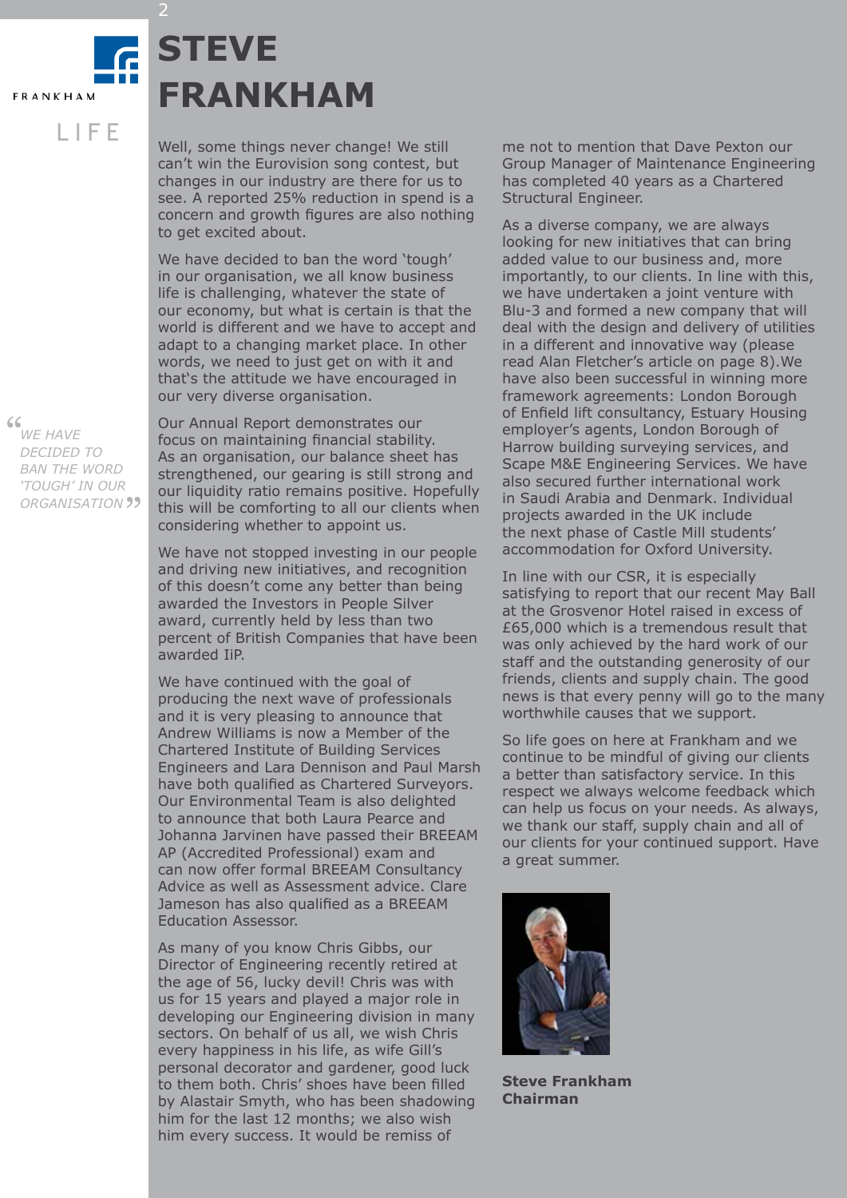# STEVE FRANKHAM

Well, some things never change! We still can't win the Eurovision song contest, but changes in our industry are there for us to see. A reported 25% reduction in spend is a concern and growth figures are also nothing to get excited about.

We have decided to ban the word 'tough' in our organisation, we all know business life is challenging, whatever the state of our economy, but what is certain is that the world is different and we have to accept and adapt to a changing market place. In other words, we need to just get on with it and that's the attitude we have encouraged in our very diverse organisation.

> *"WE HAVE DECIDED TO BAN THE WORD 'TOUGH' IN OUR ORGANISATION"*

Our Annual Report demonstrates our focus on maintaining financial stability. As an organisation, our balance sheet has strengthened, our gearing is still strong and our liquidity ratio remains positive. Hopefully this will be comforting to all our clients when considering whether to appoint us.

We have not stopped investing in our people and driving new initiatives, and recognition of this doesn't come any better than being awarded the Investors in People Silver award, currently held by less than two percent of British Companies that have been awarded IiP.

We have continued with the goal of producing the next wave of professionals and it is very pleasing to announce that Andrew Williams is now a Member of the Chartered Institute of Building Services Engineers and Lara Dennison and Paul Marsh have both qualified as Chartered Surveyors. Our Environmental Team is also delighted to announce that both Laura Pearce and Johanna Jarvinen have passed their BREEAM AP (Accredited Professional) exam and can now offer formal BREEAM Consultancy Advice as well as Assessment advice. Clare Jameson has also qualified as a BREEAM Education Assessor.

As many of you know Chris Gibbs, our Director of Engineering recently retired at the age of 56, lucky devil! Chris was with us for 15 years and played a major role in developing our Engineering division in many sectors. On behalf of us all, we wish Chris every happiness in his life, as wife Gill's personal decorator and gardener, good luck to them both. Chris' shoes have been filled by Alastair Smyth, who has been shadowing him for the last 12 months; we also wish him every success. It would be remiss of me not to mention that Dave Pexton our Group Manager of Maintenance Engineering has completed 40 years as a Chartered Structural Engineer.

As a diverse company, we are always looking for new initiatives that can bring added value to our business and, more importantly, to our clients. In line with this, we have undertaken a joint venture with Blu-3 and formed a new company that will deal with the design and delivery of utilities in a different and innovative way (please read Alan Fletcher's article on page 8).We have also been successful in winning more framework agreements: London Borough of Enfield lift consultancy, Estuary Housing employer's agents, London Borough of Harrow building surveying services, and Scape M&E Engineering Services. We have also secured further international work in Saudi Arabia and Denmark. Individual projects awarded in the UK include the next phase of Castle Mill students' accommodation for Oxford University.

In line with our CSR, it is especially satisfying to report that our recent May Ball at the Grosvenor Hotel raised in excess of £65,000 which is a tremendous result that was only achieved by the hard work of our staff and the outstanding generosity of our friends, clients and supply chain. The good news is that every penny will go to the many worthwhile causes that we support.

So life goes on here at Frankham and we continue to be mindful of giving our clients a better than satisfactory service. In this respect we always welcome feedback which can help us focus on your needs. As always, we thank our staff, supply chain and all of our clients for your continued support. Have a great summer.

**Steve Frankham**
**Chairman**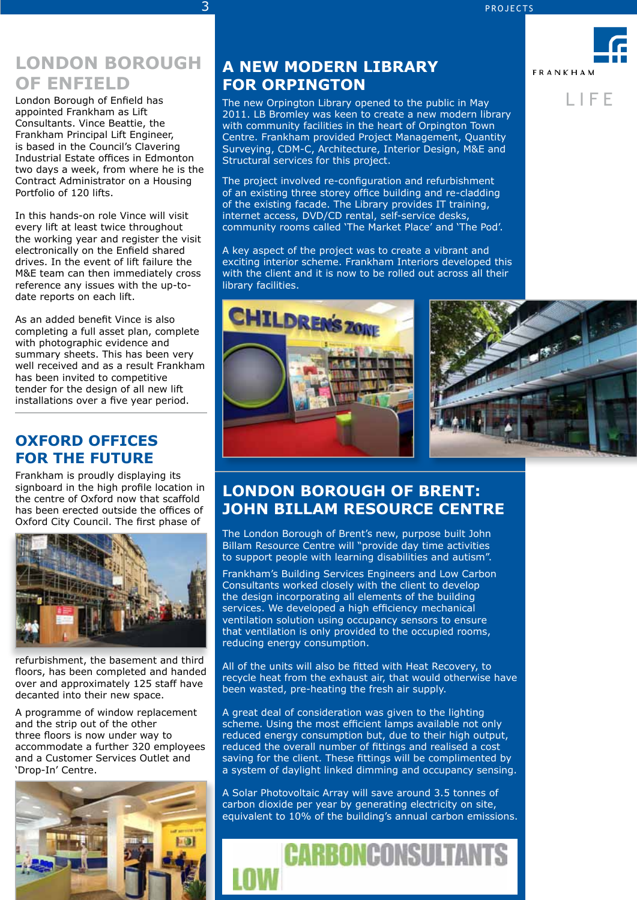## LONDON BOROUGH OF ENFIELD

London Borough of Enfield has appointed Frankham as Lift Consultants. Vince Beattie, the Frankham Principal Lift Engineer, is based in the Council's Clavering Industrial Estate offices in Edmonton two days a week, from where he is the Contract Administrator on a Housing Portfolio of 120 lifts.

In this hands-on role Vince will visit every lift at least twice throughout the working year and register the visit electronically on the Enfield shared drives. In the event of lift failure the M&E team can then immediately cross reference any issues with the up-to-date reports on each lift.

As an added benefit Vince is also completing a full asset plan, complete with photographic evidence and summary sheets. This has been very well received and as a result Frankham has been invited to competitive tender for the design of all new lift installations over a five year period.

## OXFORD OFFICES FOR THE FUTURE

Frankham is proudly displaying its signboard in the high profile location in the centre of Oxford now that scaffold has been erected outside the offices of Oxford City Council. The first phase of refurbishment, the basement and third floors, has been completed and handed over and approximately 125 staff have decanted into their new space.

A programme of window replacement and the strip out of the other three floors is now under way to accommodate a further 320 employees and a Customer Services Outlet and 'Drop-In' Centre.

## A NEW MODERN LIBRARY FOR ORPINGTON

The new Orpington Library opened to the public in May 2011. LB Bromley was keen to create a new modern library with community facilities in the heart of Orpington Town Centre. Frankham provided Project Management, Quantity Surveying, CDM-C, Architecture, Interior Design, M&E and Structural services for this project.

The project involved re-configuration and refurbishment of an existing three storey office building and re-cladding of the existing facade. The Library provides IT training, internet access, DVD/CD rental, self-service desks, community rooms called 'The Market Place' and 'The Pod'.

A key aspect of the project was to create a vibrant and exciting interior scheme. Frankham Interiors developed this with the client and it is now to be rolled out across all their library facilities.

## LONDON BOROUGH OF BRENT: JOHN BILLAM RESOURCE CENTRE

The London Borough of Brent's new, purpose built John Billam Resource Centre will "provide day time activities to support people with learning disabilities and autism".

Frankham's Building Services Engineers and Low Carbon Consultants worked closely with the client to develop the design incorporating all elements of the building services. We developed a high efficiency mechanical ventilation solution using occupancy sensors to ensure that ventilation is only provided to the occupied rooms, reducing energy consumption.

All of the units will also be fitted with Heat Recovery, to recycle heat from the exhaust air, that would otherwise have been wasted, pre-heating the fresh air supply.

A great deal of consideration was given to the lighting scheme. Using the most efficient lamps available not only reduced energy consumption but, due to their high output, reduced the overall number of fittings and realised a cost saving for the client. These fittings will be complimented by a system of daylight linked dimming and occupancy sensing.

A Solar Photovoltaic Array will save around 3.5 tonnes of carbon dioxide per year by generating electricity on site, equivalent to 10% of the building's annual carbon emissions.

LOW CARBONCONSULTANTS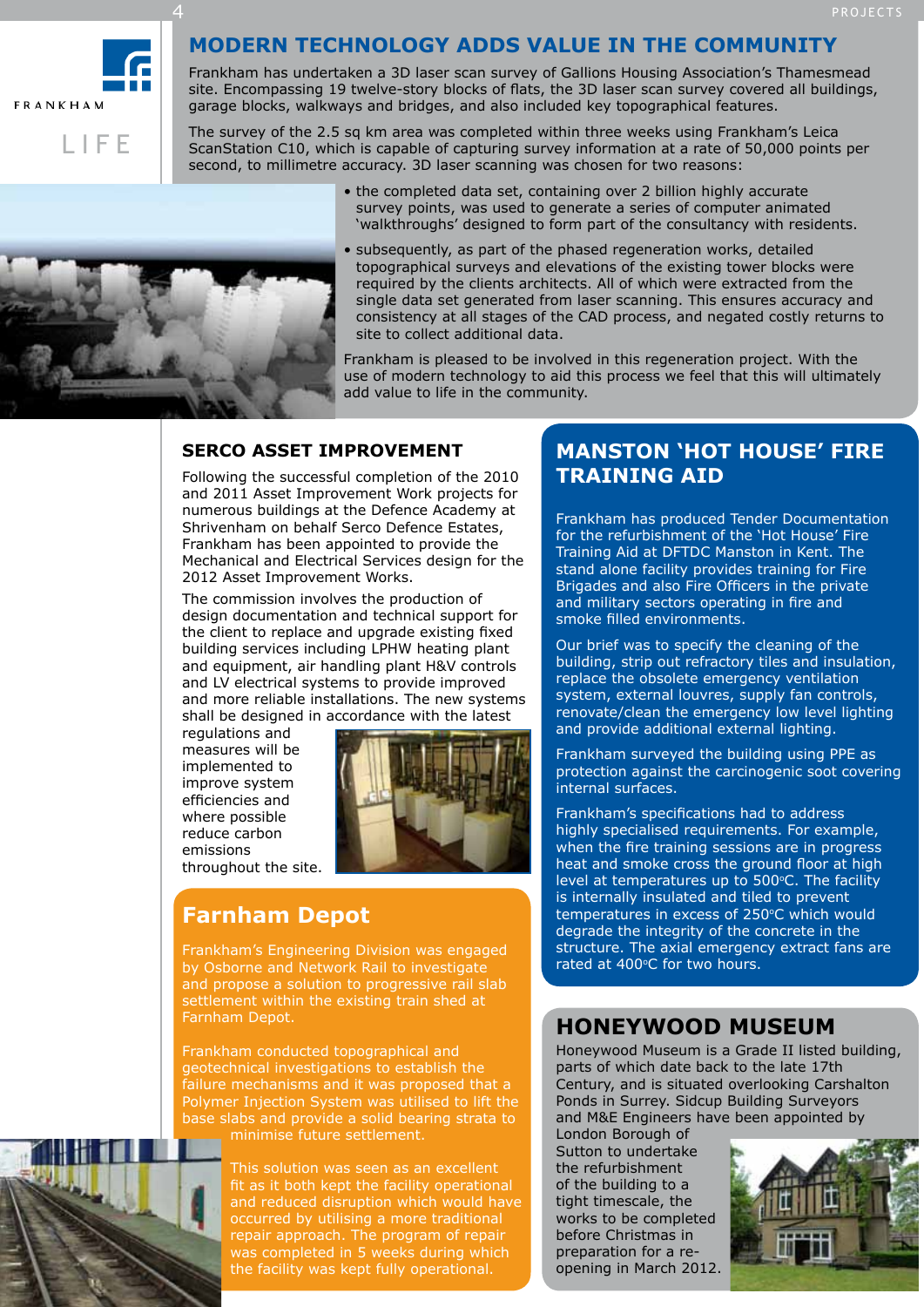## MODERN TECHNOLOGY ADDS VALUE IN THE COMMUNITY

Frankham has undertaken a 3D laser scan survey of Gallions Housing Association's Thamesmead site. Encompassing 19 twelve-story blocks of flats, the 3D laser scan survey covered all buildings, garage blocks, walkways and bridges, and also included key topographical features.

The survey of the 2.5 sq km area was completed within three weeks using Frankham's Leica ScanStation C10, which is capable of capturing survey information at a rate of 50,000 points per second, to millimetre accuracy. 3D laser scanning was chosen for two reasons:

- the completed data set, containing over 2 billion highly accurate survey points, was used to generate a series of computer animated 'walkthroughs' designed to form part of the consultancy with residents.
- subsequently, as part of the phased regeneration works, detailed topographical surveys and elevations of the existing tower blocks were required by the clients architects. All of which were extracted from the single data set generated from laser scanning. This ensures accuracy and consistency at all stages of the CAD process, and negated costly returns to site to collect additional data.

Frankham is pleased to be involved in this regeneration project. With the use of modern technology to aid this process we feel that this will ultimately add value to life in the community.

### SERCO ASSET IMPROVEMENT

Following the successful completion of the 2010 and 2011 Asset Improvement Work projects for numerous buildings at the Defence Academy at Shrivenham on behalf Serco Defence Estates, Frankham has been appointed to provide the Mechanical and Electrical Services design for the 2012 Asset Improvement Works.

The commission involves the production of design documentation and technical support for the client to replace and upgrade existing fixed building services including LPHW heating plant and equipment, air handling plant H&V controls and LV electrical systems to provide improved and more reliable installations. The new systems shall be designed in accordance with the latest regulations and measures will be implemented to improve system efficiencies and where possible reduce carbon emissions throughout the site.

### Farnham Depot

Frankham's Engineering Division was engaged by Osborne and Network Rail to investigate and propose a solution to progressive rail slab settlement within the existing train shed at Farnham Depot.

Frankham conducted topographical and geotechnical investigations to establish the failure mechanisms and it was proposed that a Polymer Injection System was utilised to lift the base slabs and provide a solid bearing strata to minimise future settlement.

This solution was seen as an excellent fit as it both kept the facility operational and reduced disruption which would have occurred by utilising a more traditional repair approach. The program of repair was completed in 5 weeks during which the facility was kept fully operational.

### MANSTON 'HOT HOUSE' FIRE TRAINING AID

Frankham has produced Tender Documentation for the refurbishment of the 'Hot House' Fire Training Aid at DFTDC Manston in Kent. The stand alone facility provides training for Fire Brigades and also Fire Officers in the private and military sectors operating in fire and smoke filled environments.

Our brief was to specify the cleaning of the building, strip out refractory tiles and insulation, replace the obsolete emergency ventilation system, external louvres, supply fan controls, renovate/clean the emergency low level lighting and provide additional external lighting.

Frankham surveyed the building using PPE as protection against the carcinogenic soot covering internal surfaces.

Frankham's specifications had to address highly specialised requirements. For example, when the fire training sessions are in progress heat and smoke cross the ground floor at high level at temperatures up to 500°C. The facility is internally insulated and tiled to prevent temperatures in excess of 250°C which would degrade the integrity of the concrete in the structure. The axial emergency extract fans are rated at 400°C for two hours.

### HONEYWOOD MUSEUM

Honeywood Museum is a Grade II listed building, parts of which date back to the late 17th Century, and is situated overlooking Carshalton Ponds in Surrey. Sidcup Building Surveyors and M&E Engineers have been appointed by London Borough of Sutton to undertake the refurbishment of the building to a tight timescale, the works to be completed before Christmas in preparation for a re-opening in March 2012.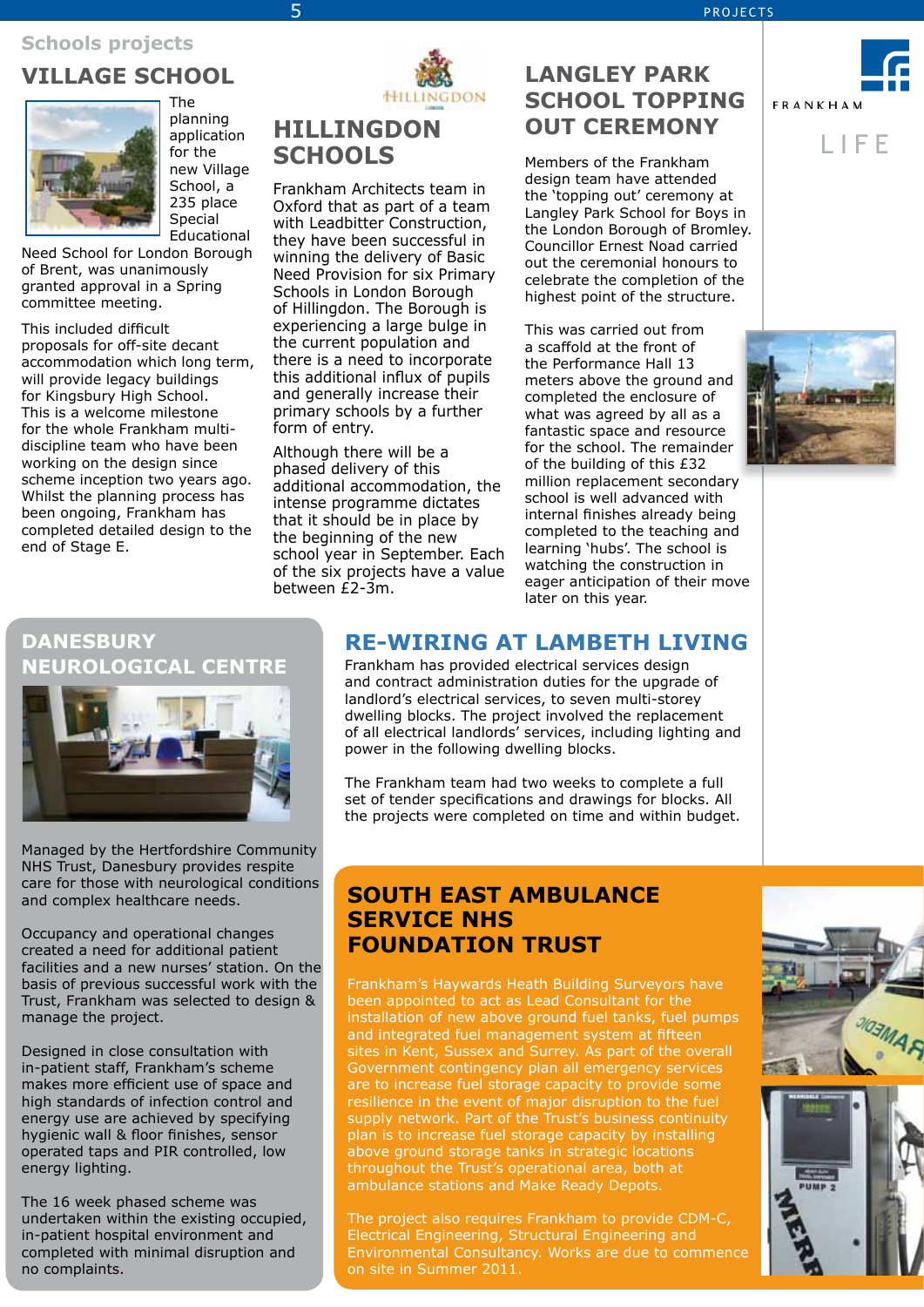## Schools projects

## VILLAGE SCHOOL

The planning application for the new Village School, a 235 place Special Educational Need School for London Borough of Brent, was unanimously granted approval in a Spring committee meeting.

This included difficult proposals for off-site decant accommodation which long term, will provide legacy buildings for Kingsbury High School. This is a welcome milestone for the whole Frankham multi-discipline team who have been working on the design since scheme inception two years ago. Whilst the planning process has been ongoing, Frankham has completed detailed design to the end of Stage E.

## HILLINGDON SCHOOLS

Frankham Architects team in Oxford that as part of a team with Leadbitter Construction, they have been successful in winning the delivery of Basic Need Provision for six Primary Schools in London Borough of Hillingdon. The Borough is experiencing a large bulge in the current population and there is a need to incorporate this additional influx of pupils and generally increase their primary schools by a further form of entry.

Although there will be a phased delivery of this additional accommodation, the intense programme dictates that it should be in place by the beginning of the new school year in September. Each of the six projects have a value between £2-3m.

## LANGLEY PARK SCHOOL TOPPING OUT CEREMONY

Members of the Frankham design team have attended the 'topping out' ceremony at Langley Park School for Boys in the London Borough of Bromley. Councillor Ernest Noad carried out the ceremonial honours to celebrate the completion of the highest point of the structure.

This was carried out from a scaffold at the front of the Performance Hall 13 meters above the ground and completed the enclosure of what was agreed by all as a fantastic space and resource for the school. The remainder of the building of this £32 million replacement secondary school is well advanced with internal finishes already being completed to the teaching and learning 'hubs'. The school is watching the construction in eager anticipation of their move later on this year.

## DANESBURY NEUROLOGICAL CENTRE

Managed by the Hertfordshire Community NHS Trust, Danesbury provides respite care for those with neurological conditions and complex healthcare needs.

Occupancy and operational changes created a need for additional patient facilities and a new nurses' station. On the basis of previous successful work with the Trust, Frankham was selected to design & manage the project.

Designed in close consultation with in-patient staff, Frankham's scheme makes more efficient use of space and high standards of infection control and energy use are achieved by specifying hygienic wall & floor finishes, sensor operated taps and PIR controlled, low energy lighting.

The 16 week phased scheme was undertaken within the existing occupied, in-patient hospital environment and completed with minimal disruption and no complaints.

## RE-WIRING AT LAMBETH LIVING

Frankham has provided electrical services design and contract administration duties for the upgrade of landlord's electrical services, to seven multi-storey dwelling blocks. The project involved the replacement of all electrical landlords' services, including lighting and power in the following dwelling blocks.

The Frankham team had two weeks to complete a full set of tender specifications and drawings for blocks. All the projects were completed on time and within budget.

## SOUTH EAST AMBULANCE SERVICE NHS FOUNDATION TRUST

Frankham's Haywards Heath Building Surveyors have been appointed to act as Lead Consultant for the installation of new above ground fuel tanks, fuel pumps and integrated fuel management system at fifteen sites in Kent, Sussex and Surrey. As part of the overall Government contingency plan all emergency services are to increase fuel storage capacity to provide some resilience in the event of major disruption to the fuel supply network. Part of the Trust's business continuity plan is to increase fuel storage capacity by installing above ground storage tanks in strategic locations throughout the Trust's operational area, both at ambulance stations and Make Ready Depots.

The project also requires Frankham to provide CDM-C, Electrical Engineering, Structural Engineering and Environmental Consultancy. Works are due to commence on site in Summer 2011.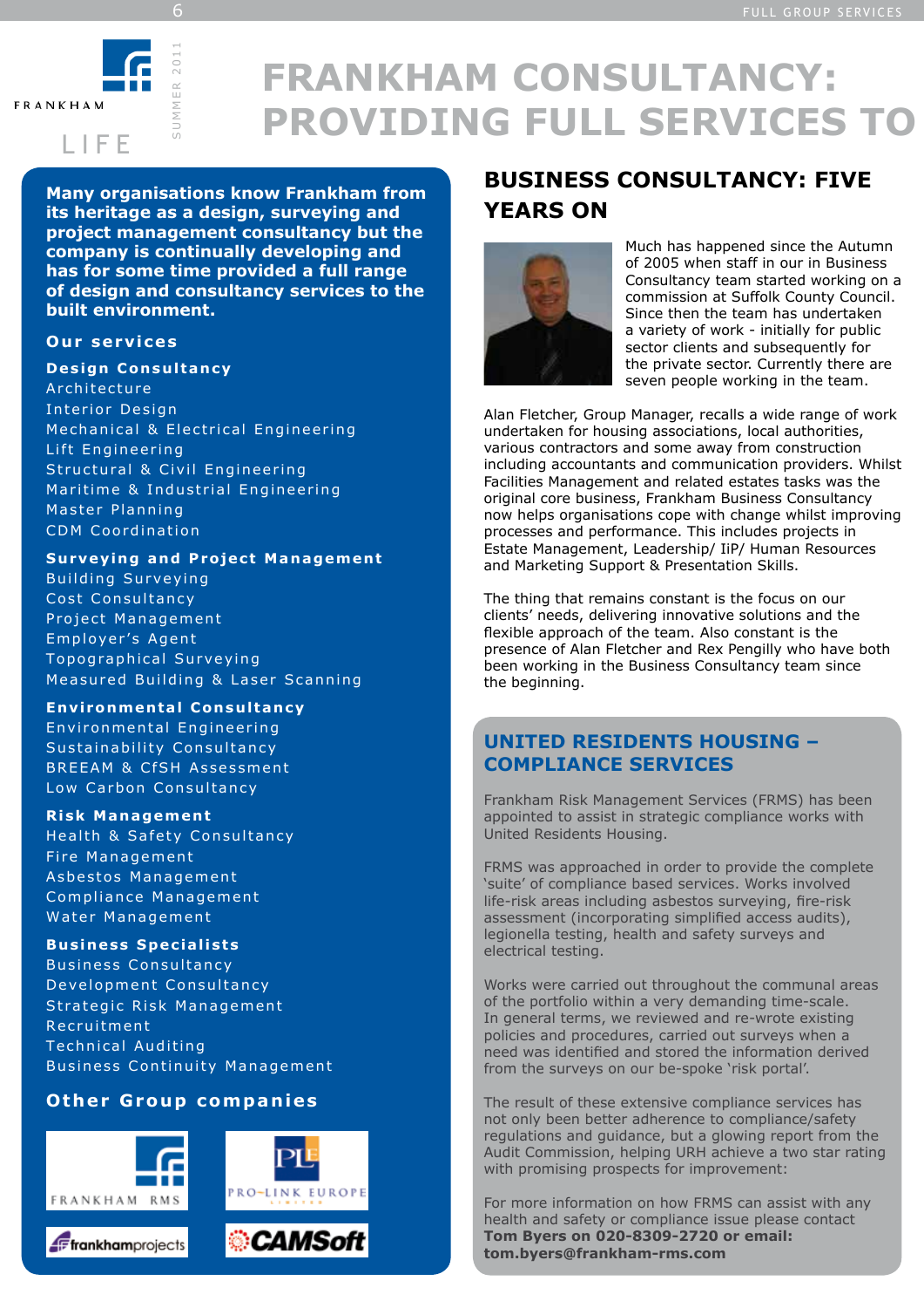# FRANKHAM CONSULTANCY: PROVIDING FULL SERVICES TO

**Many organisations know Frankham from its heritage as a design, surveying and project management consultancy but the company is continually developing and has for some time provided a full range of design and consultancy services to the built environment.**

### Our services

**Design Consultancy**

- Architecture
- Interior Design
- Mechanical & Electrical Engineering
- Lift Engineering
- Structural & Civil Engineering
- Maritime & Industrial Engineering
- Master Planning
- CDM Coordination

**Surveying and Project Management**

- Building Surveying
- Cost Consultancy
- Project Management
- Employer's Agent
- Topographical Surveying
- Measured Building & Laser Scanning

**Environmental Consultancy**

- Environmental Engineering
- Sustainability Consultancy
- BREEAM & CfSH Assessment
- Low Carbon Consultancy

**Risk Management**

- Health & Safety Consultancy
- Fire Management
- Asbestos Management
- Compliance Management
- Water Management

**Business Specialists**

- Business Consultancy
- Development Consultancy
- Strategic Risk Management
- Recruitment
- Technical Auditing
- Business Continuity Management

### Other Group companies

Frankham RMS, Pro-Link Europe, frankhamprojects, CAMSoft

## BUSINESS CONSULTANCY: FIVE YEARS ON

Much has happened since the Autumn of 2005 when staff in our in Business Consultancy team started working on a commission at Suffolk County Council. Since then the team has undertaken a variety of work - initially for public sector clients and subsequently for the private sector. Currently there are seven people working in the team.

Alan Fletcher, Group Manager, recalls a wide range of work undertaken for housing associations, local authorities, various contractors and some away from construction including accountants and communication providers. Whilst Facilities Management and related estates tasks was the original core business, Frankham Business Consultancy now helps organisations cope with change whilst improving processes and performance. This includes projects in Estate Management, Leadership/ IiP/ Human Resources and Marketing Support & Presentation Skills.

The thing that remains constant is the focus on our clients' needs, delivering innovative solutions and the flexible approach of the team. Also constant is the presence of Alan Fletcher and Rex Pengilly who have both been working in the Business Consultancy team since the beginning.

## UNITED RESIDENTS HOUSING – COMPLIANCE SERVICES

Frankham Risk Management Services (FRMS) has been appointed to assist in strategic compliance works with United Residents Housing.

FRMS was approached in order to provide the complete 'suite' of compliance based services. Works involved life-risk areas including asbestos surveying, fire-risk assessment (incorporating simplified access audits), legionella testing, health and safety surveys and electrical testing.

Works were carried out throughout the communal areas of the portfolio within a very demanding time-scale. In general terms, we reviewed and re-wrote existing policies and procedures, carried out surveys when a need was identified and stored the information derived from the surveys on our be-spoke 'risk portal'.

The result of these extensive compliance services has not only been better adherence to compliance/safety regulations and guidance, but a glowing report from the Audit Commission, helping URH achieve a two star rating with promising prospects for improvement:

For more information on how FRMS can assist with any health and safety or compliance issue please contact **Tom Byers on 020-8309-2720 or email: tom.byers@frankham-rms.com**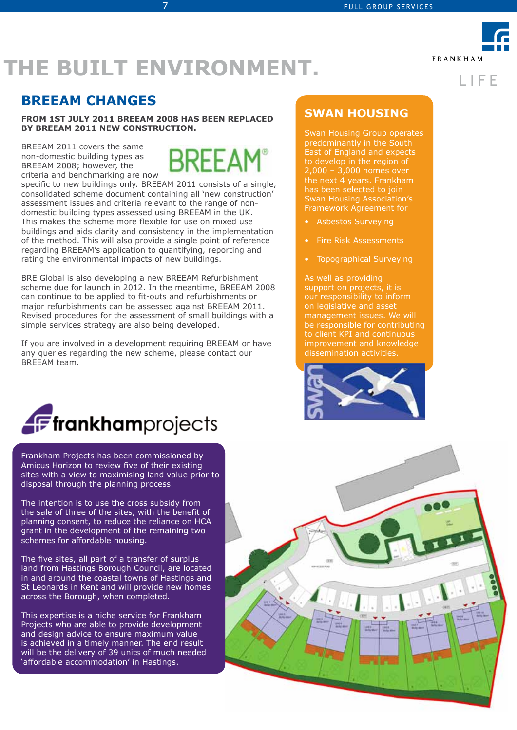# THE BUILT ENVIRONMENT.

## BREEAM CHANGES

**FROM 1ST JULY 2011 BREEAM 2008 HAS BEEN REPLACED BY BREEAM 2011 NEW CONSTRUCTION.**

BREEAM 2011 covers the same non-domestic building types as BREEAM 2008; however, the criteria and benchmarking are now specific to new buildings only. BREEAM 2011 consists of a single, consolidated scheme document containing all 'new construction' assessment issues and criteria relevant to the range of non-domestic building types assessed using BREEAM in the UK. This makes the scheme more flexible for use on mixed use buildings and aids clarity and consistency in the implementation of the method. This will also provide a single point of reference regarding BREEAM's application to quantifying, reporting and rating the environmental impacts of new buildings.

BRE Global is also developing a new BREEAM Refurbishment scheme due for launch in 2012. In the meantime, BREEAM 2008 can continue to be applied to fit-outs and refurbishments or major refurbishments can be assessed against BREEAM 2011. Revised procedures for the assessment of small buildings with a simple services strategy are also being developed.

If you are involved in a development requiring BREEAM or have any queries regarding the new scheme, please contact our BREEAM team.

## SWAN HOUSING

Swan Housing Group operates predominantly in the South East of England and expects to develop in the region of 2,000 – 3,000 homes over the next 4 years. Frankham has been selected to join Swan Housing Association's Framework Agreement for

- Asbestos Surveying
- Fire Risk Assessments
- Topographical Surveying

As well as providing support on projects, it is our responsibility to inform on legislative and asset management issues. We will be responsible for contributing to client KPI and continuous improvement and knowledge dissemination activities.

## frankhamprojects

Frankham Projects has been commissioned by Amicus Horizon to review five of their existing sites with a view to maximising land value prior to disposal through the planning process.

The intention is to use the cross subsidy from the sale of three of the sites, with the benefit of planning consent, to reduce the reliance on HCA grant in the development of the remaining two schemes for affordable housing.

The five sites, all part of a transfer of surplus land from Hastings Borough Council, are located in and around the coastal towns of Hastings and St Leonards in Kent and will provide new homes across the Borough, when completed.

This expertise is a niche service for Frankham Projects who are able to provide development and design advice to ensure maximum value is achieved in a timely manner. The end result will be the delivery of 39 units of much needed 'affordable accommodation' in Hastings.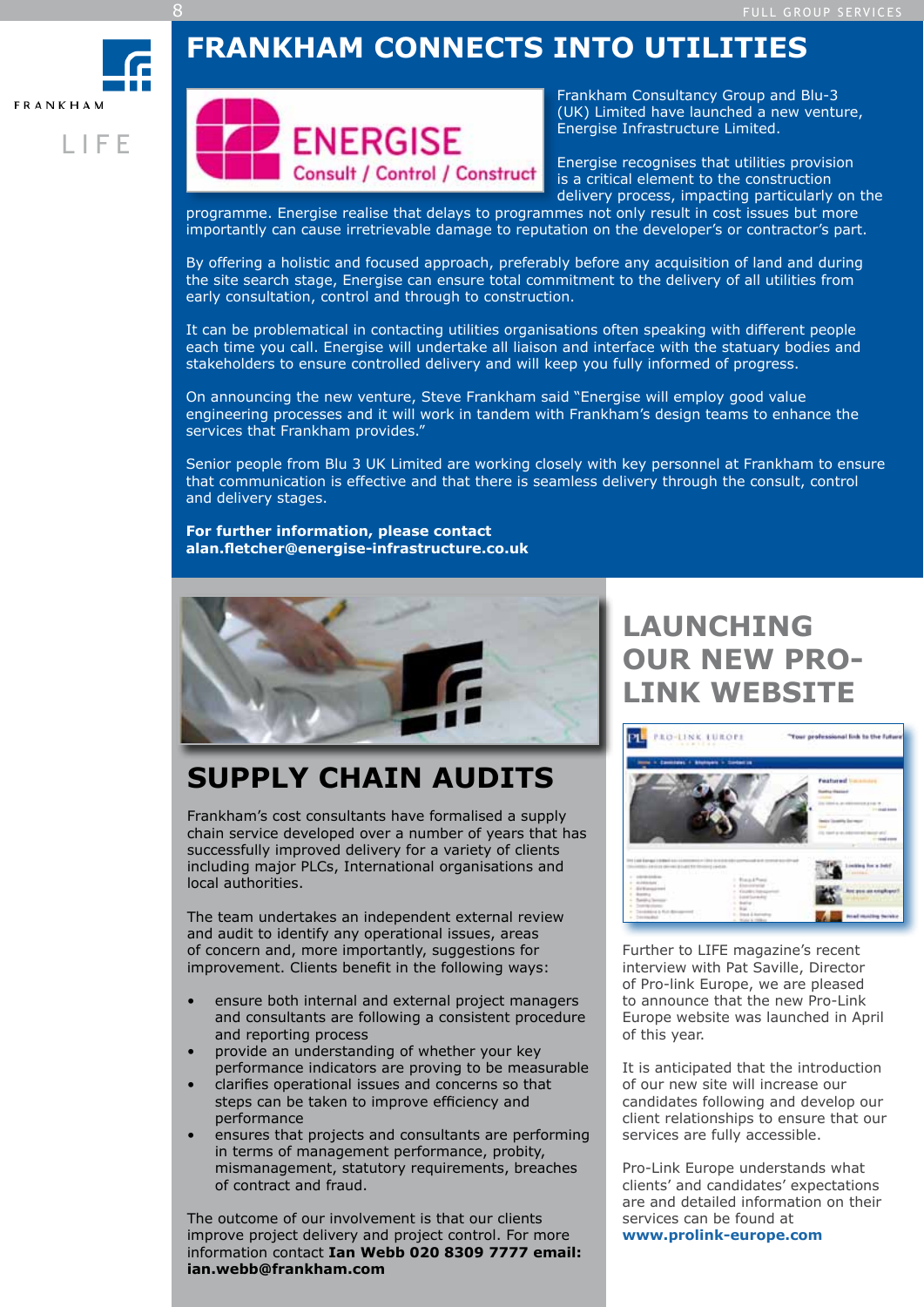# FRANKHAM CONNECTS INTO UTILITIES

ENERGISE
Consult / Control / Construct

Frankham Consultancy Group and Blu-3 (UK) Limited have launched a new venture, Energise Infrastructure Limited.

Energise recognises that utilities provision is a critical element to the construction delivery process, impacting particularly on the programme. Energise realise that delays to programmes not only result in cost issues but more importantly can cause irretrievable damage to reputation on the developer's or contractor's part.

By offering a holistic and focused approach, preferably before any acquisition of land and during the site search stage, Energise can ensure total commitment to the delivery of all utilities from early consultation, control and through to construction.

It can be problematical in contacting utilities organisations often speaking with different people each time you call. Energise will undertake all liaison and interface with the statuary bodies and stakeholders to ensure controlled delivery and will keep you fully informed of progress.

On announcing the new venture, Steve Frankham said "Energise will employ good value engineering processes and it will work in tandem with Frankham's design teams to enhance the services that Frankham provides."

Senior people from Blu 3 UK Limited are working closely with key personnel at Frankham to ensure that communication is effective and that there is seamless delivery through the consult, control and delivery stages.

**For further information, please contact alan.fletcher@energise-infrastructure.co.uk**

## SUPPLY CHAIN AUDITS

Frankham's cost consultants have formalised a supply chain service developed over a number of years that has successfully improved delivery for a variety of clients including major PLCs, International organisations and local authorities.

The team undertakes an independent external review and audit to identify any operational issues, areas of concern and, more importantly, suggestions for improvement. Clients benefit in the following ways:

- ensure both internal and external project managers and consultants are following a consistent procedure and reporting process
- provide an understanding of whether your key performance indicators are proving to be measurable
- clarifies operational issues and concerns so that steps can be taken to improve efficiency and performance
- ensures that projects and consultants are performing in terms of management performance, probity, mismanagement, statutory requirements, breaches of contract and fraud.

The outcome of our involvement is that our clients improve project delivery and project control. For more information contact **Ian Webb 020 8309 7777 email: ian.webb@frankham.com**

## LAUNCHING OUR NEW PRO-LINK WEBSITE

Further to LIFE magazine's recent interview with Pat Saville, Director of Pro-link Europe, we are pleased to announce that the new Pro-Link Europe website was launched in April of this year.

It is anticipated that the introduction of our new site will increase our candidates following and develop our client relationships to ensure that our services are fully accessible.

Pro-Link Europe understands what clients' and candidates' expectations are and detailed information on their services can be found at **www.prolink-europe.com**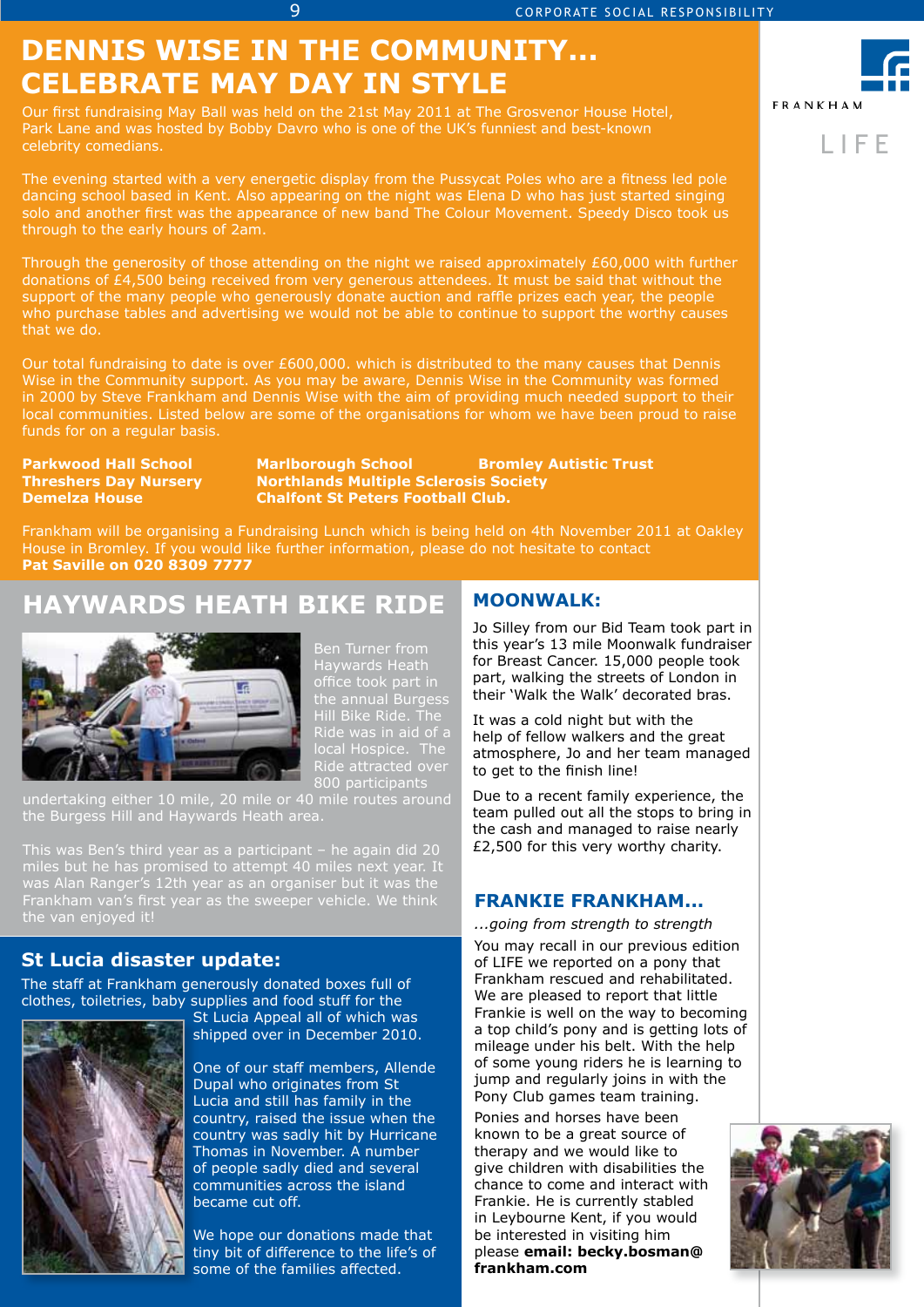# DENNIS WISE IN THE COMMUNITY... CELEBRATE MAY DAY IN STYLE

Our first fundraising May Ball was held on the 21st May 2011 at The Grosvenor House Hotel, Park Lane and was hosted by Bobby Davro who is one of the UK's funniest and best-known celebrity comedians.

The evening started with a very energetic display from the Pussycat Poles who are a fitness led pole dancing school based in Kent. Also appearing on the night was Elena D who has just started singing solo and another first was the appearance of new band The Colour Movement. Speedy Disco took us through to the early hours of 2am.

Through the generosity of those attending on the night we raised approximately £60,000 with further donations of £4,500 being received from very generous attendees. It must be said that without the support of the many people who generously donate auction and raffle prizes each year, the people who purchase tables and advertising we would not be able to continue to support the worthy causes that we do.

Our total fundraising to date is over £600,000. which is distributed to the many causes that Dennis Wise in the Community support. As you may be aware, Dennis Wise in the Community was formed in 2000 by Steve Frankham and Dennis Wise with the aim of providing much needed support to their local communities. Listed below are some of the organisations for whom we have been proud to raise funds for on a regular basis.

**Parkwood Hall School**
**Threshers Day Nursery**
**Demelza House**
**Marlborough School**
**Northlands Multiple Sclerosis Society**
**Chalfont St Peters Football Club.**
**Bromley Autistic Trust**

Frankham will be organising a Fundraising Lunch which is being held on 4th November 2011 at Oakley House in Bromley. If you would like further information, please do not hesitate to contact **Pat Saville on 020 8309 7777**

## HAYWARDS HEATH BIKE RIDE

Ben Turner from Haywards Heath office took part in the annual Burgess Hill Bike Ride. The Ride was in aid of a local Hospice. The Ride attracted over 800 participants undertaking either 10 mile, 20 mile or 40 mile routes around the Burgess Hill and Haywards Heath area.

This was Ben's third year as a participant – he again did 20 miles but he has promised to attempt 40 miles next year. It was Alan Ranger's 12th year as an organiser but it was the Frankham van's first year as the sweeper vehicle. We think the van enjoyed it!

## St Lucia disaster update:

The staff at Frankham generously donated boxes full of clothes, toiletries, baby supplies and food stuff for the St Lucia Appeal all of which was shipped over in December 2010.

One of our staff members, Allende Dupal who originates from St Lucia and still has family in the country, raised the issue when the country was sadly hit by Hurricane Thomas in November. A number of people sadly died and several communities across the island became cut off.

We hope our donations made that tiny bit of difference to the life's of some of the families affected.

## MOONWALK:

Jo Silley from our Bid Team took part in this year's 13 mile Moonwalk fundraiser for Breast Cancer. 15,000 people took part, walking the streets of London in their 'Walk the Walk' decorated bras.

It was a cold night but with the help of fellow walkers and the great atmosphere, Jo and her team managed to get to the finish line!

Due to a recent family experience, the team pulled out all the stops to bring in the cash and managed to raise nearly £2,500 for this very worthy charity.

## FRANKIE FRANKHAM...

*...going from strength to strength*

You may recall in our previous edition of LIFE we reported on a pony that Frankham rescued and rehabilitated. We are pleased to report that little Frankie is well on the way to becoming a top child's pony and is getting lots of mileage under his belt. With the help of some young riders he is learning to jump and regularly joins in with the Pony Club games team training.

Ponies and horses have been known to be a great source of therapy and we would like to give children with disabilities the chance to come and interact with Frankie. He is currently stabled in Leybourne Kent, if you would be interested in visiting him please **email: becky.bosman@frankham.com**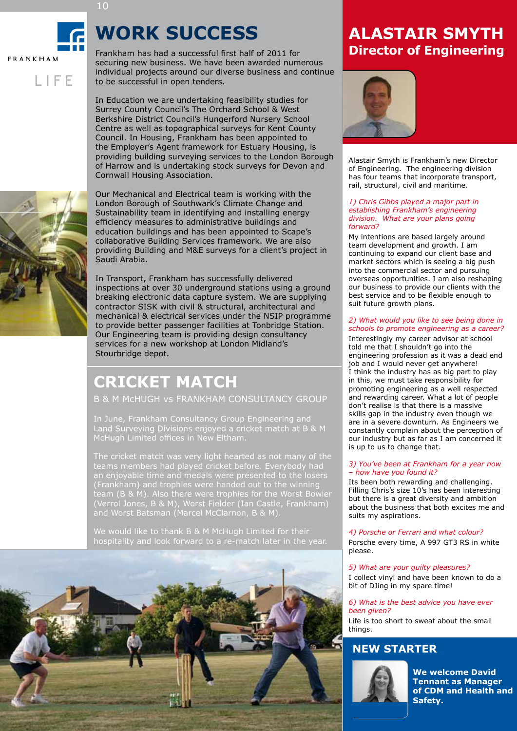# WORK SUCCESS

Frankham has had a successful first half of 2011 for securing new business. We have been awarded numerous individual projects around our diverse business and continue to be successful in open tenders.

In Education we are undertaking feasibility studies for Surrey County Council's The Orchard School & West Berkshire District Council's Hungerford Nursery School Centre as well as topographical surveys for Kent County Council. In Housing, Frankham has been appointed to the Employer's Agent framework for Estuary Housing, is providing building surveying services to the London Borough of Harrow and is undertaking stock surveys for Devon and Cornwall Housing Association.

Our Mechanical and Electrical team is working with the London Borough of Southwark's Climate Change and Sustainability team in identifying and installing energy efficiency measures to administrative buildings and education buildings and has been appointed to Scape's collaborative Building Services framework. We are also providing Building and M&E surveys for a client's project in Saudi Arabia.

In Transport, Frankham has successfully delivered inspections at over 30 underground stations using a ground breaking electronic data capture system. We are supplying contractor SISK with civil & structural, architectural and mechanical & electrical services under the NSIP programme to provide better passenger facilities at Tonbridge Station. Our Engineering team is providing design consultancy services for a new workshop at London Midland's Stourbridge depot.

# CRICKET MATCH

## B & M McHUGH vs FRANKHAM CONSULTANCY GROUP

In June, Frankham Consultancy Group Engineering and Land Surveying Divisions enjoyed a cricket match at B & M McHugh Limited offices in New Eltham.

The cricket match was very light hearted as not many of the teams members had played cricket before. Everybody had an enjoyable time and medals were presented to the losers (Frankham) and trophies were handed out to the winning team (B & M). Also there were trophies for the Worst Bowler (Verrol Jones, B & M), Worst Fielder (Ian Castle, Frankham) and Worst Batsman (Marcel McClarnon, B & M).

We would like to thank B & M McHugh Limited for their hospitality and look forward to a re-match later in the year.

# ALASTAIR SMYTH

## Director of Engineering

Alastair Smyth is Frankham's new Director of Engineering. The engineering division has four teams that incorporate transport, rail, structural, civil and maritime.

*1) Chris Gibbs played a major part in establishing Frankham's engineering division. What are your plans going forward?*

My intentions are based largely around team development and growth. I am continuing to expand our client base and market sectors which is seeing a big push into the commercial sector and pursuing overseas opportunities. I am also reshaping our business to provide our clients with the best service and to be flexible enough to suit future growth plans.

*2) What would you like to see being done in schools to promote engineering as a career?*

Interestingly my career advisor at school told me that I shouldn't go into the engineering profession as it was a dead end job and I would never get anywhere! I think the industry has as big part to play in this, we must take responsibility for promoting engineering as a well respected and rewarding career. What a lot of people don't realise is that there is a massive skills gap in the industry even though we are in a severe downturn. As Engineers we constantly complain about the perception of our industry but as far as I am concerned it is up to us to change that.

*3) You've been at Frankham for a year now – how have you found it?*

Its been both rewarding and challenging. Filling Chris's size 10's has been interesting but there is a great diversity and ambition about the business that both excites me and suits my aspirations.

*4) Porsche or Ferrari and what colour?*

Porsche every time, A 997 GT3 RS in white please.

*5) What are your guilty pleasures?*

I collect vinyl and have been known to do a bit of DJing in my spare time!

*6) What is the best advice you have ever been given?*

Life is too short to sweat about the small things.

## NEW STARTER

**We welcome David Tennant as Manager of CDM and Health and Safety.**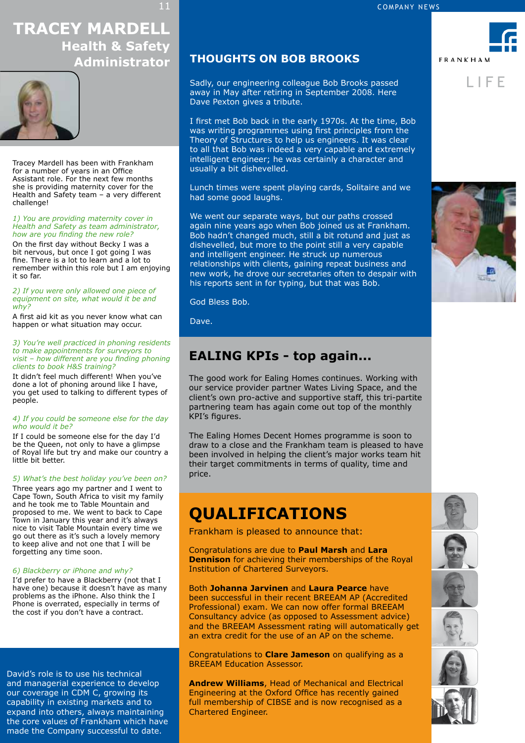# TRACEY MARDELL

## Health & Safety Administrator

Tracey Mardell has been with Frankham for a number of years in an Office Assistant role. For the next few months she is providing maternity cover for the Health and Safety team – a very different challenge!

*1) You are providing maternity cover in Health and Safety as team administrator, how are you finding the new role?*

On the first day without Becky I was a bit nervous, but once I got going I was fine. There is a lot to learn and a lot to remember within this role but I am enjoying it so far.

*2) If you were only allowed one piece of equipment on site, what would it be and why?*

A first aid kit as you never know what can happen or what situation may occur.

*3) You're well practiced in phoning residents to make appointments for surveyors to visit – how different are you finding phoning clients to book H&S training?*

It didn't feel much different! When you've done a lot of phoning around like I have, you get used to talking to different types of people.

*4) If you could be someone else for the day who would it be?*

If I could be someone else for the day I'd be the Queen, not only to have a glimpse of Royal life but try and make our country a little bit better.

*5) What's the best holiday you've been on?*

Three years ago my partner and I went to Cape Town, South Africa to visit my family and he took me to Table Mountain and proposed to me. We went to back to Cape Town in January this year and it's always nice to visit Table Mountain every time we go out there as it's such a lovely memory to keep alive and not one that I will be forgetting any time soon.

*6) Blackberry or iPhone and why?*

I'd prefer to have a Blackberry (not that I have one) because it doesn't have as many problems as the iPhone. Also think the I Phone is overrated, especially in terms of the cost if you don't have a contract.

David's role is to use his technical and managerial experience to develop our coverage in CDM C, growing its capability in existing markets and to expand into others, always maintaining the core values of Frankham which have made the Company successful to date.

## THOUGHTS ON BOB BROOKS

Sadly, our engineering colleague Bob Brooks passed away in May after retiring in September 2008. Here Dave Pexton gives a tribute.

I first met Bob back in the early 1970s. At the time, Bob was writing programmes using first principles from the Theory of Structures to help us engineers. It was clear to all that Bob was indeed a very capable and extremely intelligent engineer; he was certainly a character and usually a bit dishevelled.

Lunch times were spent playing cards, Solitaire and we had some good laughs.

We went our separate ways, but our paths crossed again nine years ago when Bob joined us at Frankham. Bob hadn't changed much, still a bit rotund and just as dishevelled, but more to the point still a very capable and intelligent engineer. He struck up numerous relationships with clients, gaining repeat business and new work, he drove our secretaries often to despair with his reports sent in for typing, but that was Bob.

God Bless Bob.

Dave.

## EALING KPIs - top again...

The good work for Ealing Homes continues. Working with our service provider partner Wates Living Space, and the client's own pro-active and supportive staff, this tri-partite partnering team has again come out top of the monthly KPI's figures.

The Ealing Homes Decent Homes programme is soon to draw to a close and the Frankham team is pleased to have been involved in helping the client's major works team hit their target commitments in terms of quality, time and price.

## QUALIFICATIONS

Frankham is pleased to announce that:

Congratulations are due to **Paul Marsh** and **Lara Dennison** for achieving their memberships of the Royal Institution of Chartered Surveyors.

Both **Johanna Jarvinen** and **Laura Pearce** have been successful in their recent BREEAM AP (Accredited Professional) exam. We can now offer formal BREEAM Consultancy advice (as opposed to Assessment advice) and the BREEAM Assessment rating will automatically get an extra credit for the use of an AP on the scheme.

Congratulations to **Clare Jameson** on qualifying as a BREEAM Education Assessor.

**Andrew Williams**, Head of Mechanical and Electrical Engineering at the Oxford Office has recently gained full membership of CIBSE and is now recognised as a Chartered Engineer.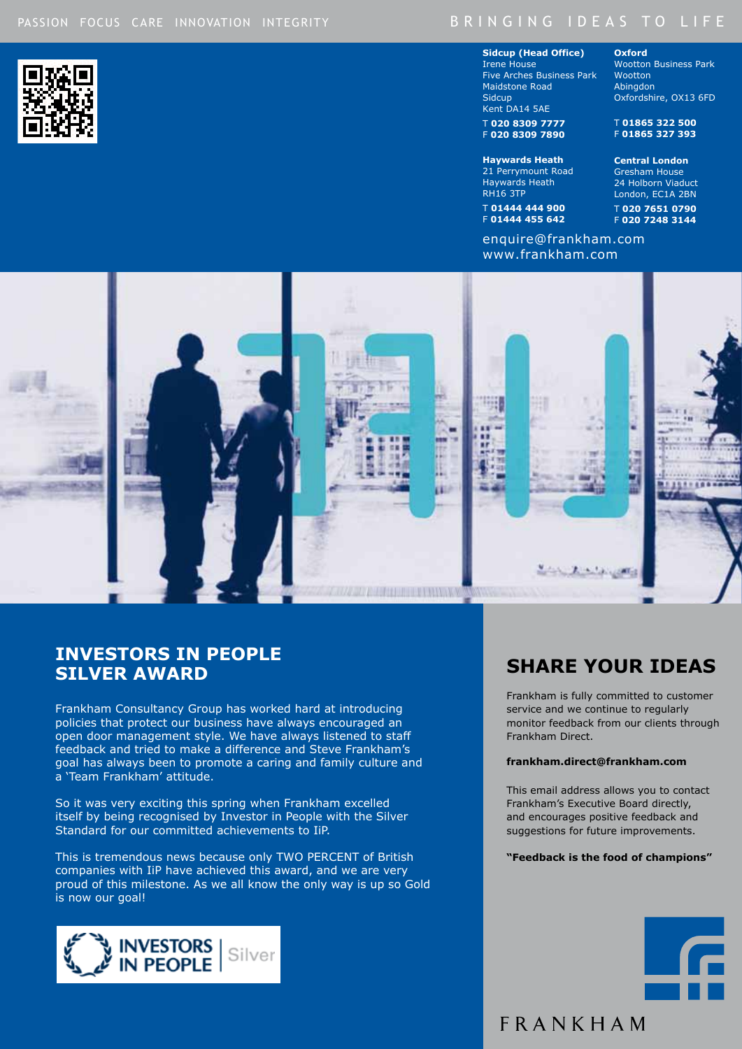PASSION FOCUS CARE INNOVATION INTEGRITY

BRINGING IDEAS TO LIFE

**Sidcup (Head Office)**
Irene House
Five Arches Business Park
Maidstone Road
Sidcup
Kent DA14 5AE
T **020 8309 7777**
F **020 8309 7890**

**Oxford**
Wootton Business Park
Wootton
Abingdon
Oxfordshire, OX13 6FD
T **01865 322 500**
F **01865 327 393**

**Haywards Heath**
21 Perrymount Road
Haywards Heath
RH16 3TP
T **01444 444 900**
F **01444 455 642**

**Central London**
Gresham House
24 Holborn Viaduct
London, EC1A 2BN
T **020 7651 0790**
F **020 7248 3144**

enquire@frankham.com
www.frankham.com

## INVESTORS IN PEOPLE SILVER AWARD

Frankham Consultancy Group has worked hard at introducing policies that protect our business have always encouraged an open door management style. We have always listened to staff feedback and tried to make a difference and Steve Frankham's goal has always been to promote a caring and family culture and a 'Team Frankham' attitude.

So it was very exciting this spring when Frankham excelled itself by being recognised by Investor in People with the Silver Standard for our committed achievements to IiP.

This is tremendous news because only TWO PERCENT of British companies with IiP have achieved this award, and we are very proud of this milestone. As we all know the only way is up so Gold is now our goal!

INVESTORS IN PEOPLE | Silver

## SHARE YOUR IDEAS

Frankham is fully committed to customer service and we continue to regularly monitor feedback from our clients through Frankham Direct.

**frankham.direct@frankham.com**

This email address allows you to contact Frankham's Executive Board directly, and encourages positive feedback and suggestions for future improvements.

**"Feedback is the food of champions"**

FRANKHAM